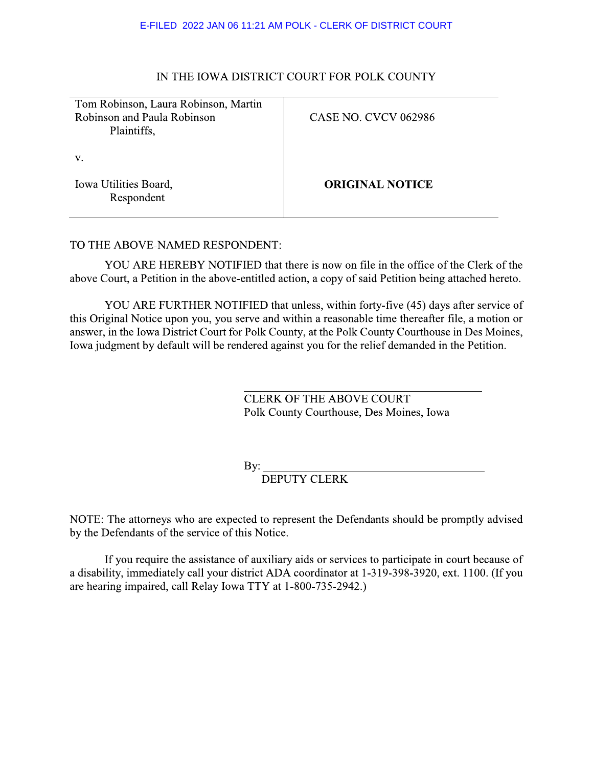E-FILED 2022 JAN 06 11:21 AM POLK - CLERK OF DISTRICT COURT

IN THE IOWA DISTRICT COURT FOR POLK COUNTY

| | |
|---|---|
| Tom Robinson, Laura Robinson, Martin Robinson and Paula Robinson<br>Plaintiffs,<br><br>v.<br><br>Iowa Utilities Board,<br>Respondent | CASE NO. CVCV 062986<br><br><br>**ORIGINAL NOTICE** |

TO THE ABOVE-NAMED RESPONDENT:

YOU ARE HEREBY NOTIFIED that there is now on file in the office of the Clerk of the above Court, a Petition in the above-entitled action, a copy of said Petition being attached hereto.

YOU ARE FURTHER NOTIFIED that unless, within forty-five (45) days after service of this Original Notice upon you, you serve and within a reasonable time thereafter file, a motion or answer, in the Iowa District Court for Polk County, at the Polk County Courthouse in Des Moines, Iowa judgment by default will be rendered against you for the relief demanded in the Petition.

\_\_\_\_\_\_\_\_\_\_\_\_\_\_\_\_\_\_\_\_\_\_\_\_\_\_\_\_\_\_\_\_\_\_\_\_\_\_
CLERK OF THE ABOVE COURT
Polk County Courthouse, Des Moines, Iowa

By: \_\_\_\_\_\_\_\_\_\_\_\_\_\_\_\_\_\_\_\_\_\_\_\_\_\_\_\_\_\_\_\_\_\_\_\_
DEPUTY CLERK

NOTE: The attorneys who are expected to represent the Defendants should be promptly advised by the Defendants of the service of this Notice.

If you require the assistance of auxiliary aids or services to participate in court because of a disability, immediately call your district ADA coordinator at 1-319-398-3920, ext. 1100. (If you are hearing impaired, call Relay Iowa TTY at 1-800-735-2942.)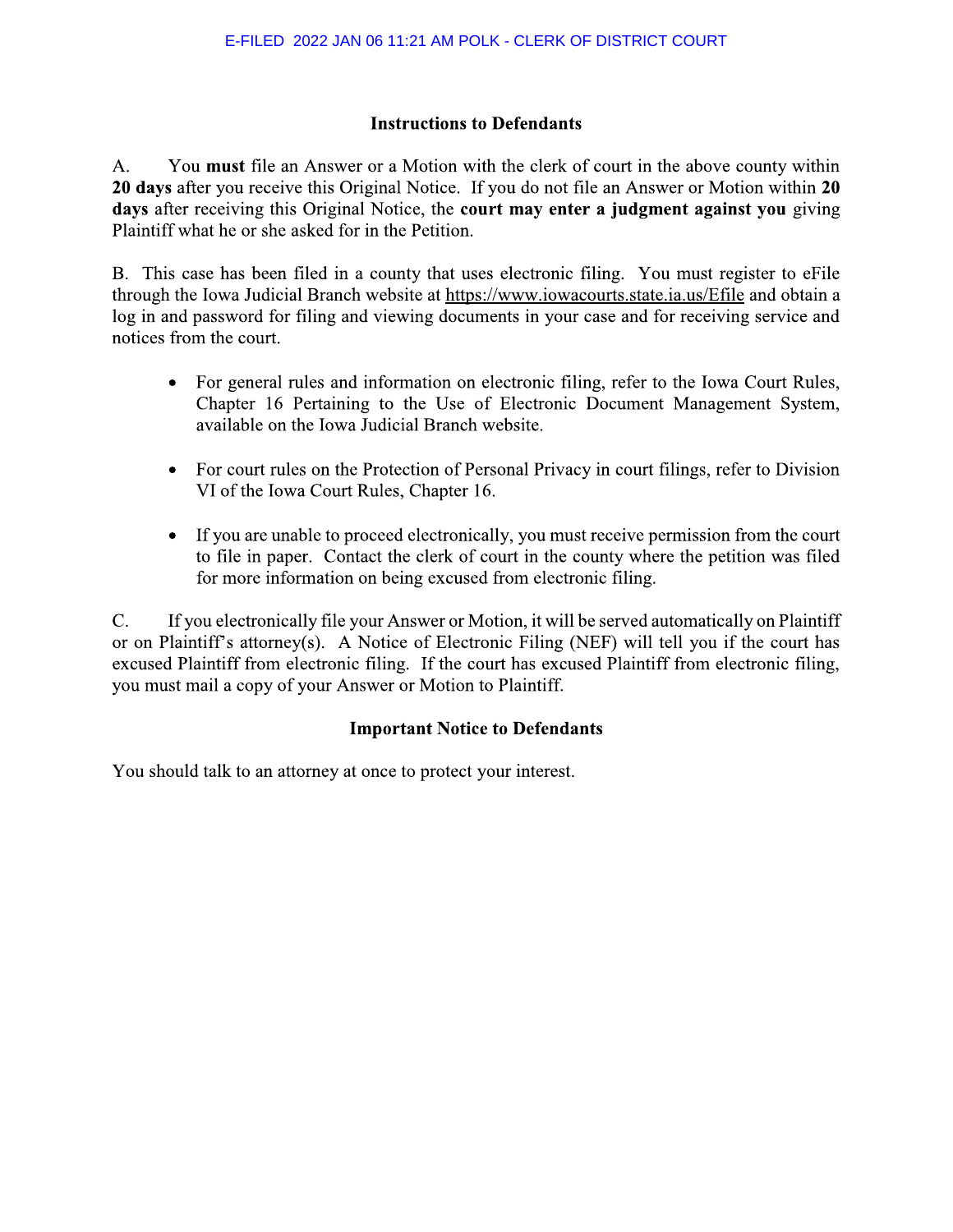## Instructions to Defendants

A. You **must** file an Answer or a Motion with the clerk of court in the above county within **20 days** after you receive this Original Notice. If you do not file an Answer or Motion within **20 days** after receiving this Original Notice, the **court may enter a judgment against you** giving Plaintiff what he or she asked for in the Petition.

B. This case has been filed in a county that uses electronic filing. You must register to eFile through the Iowa Judicial Branch website at https://www.iowacourts.state.ia.us/Efile and obtain a log in and password for filing and viewing documents in your case and for receiving service and notices from the court.

- For general rules and information on electronic filing, refer to the Iowa Court Rules, Chapter 16 Pertaining to the Use of Electronic Document Management System, available on the Iowa Judicial Branch website.
- For court rules on the Protection of Personal Privacy in court filings, refer to Division VI of the Iowa Court Rules, Chapter 16.
- If you are unable to proceed electronically, you must receive permission from the court to file in paper. Contact the clerk of court in the county where the petition was filed for more information on being excused from electronic filing.

C. If you electronically file your Answer or Motion, it will be served automatically on Plaintiff or on Plaintiff's attorney(s). A Notice of Electronic Filing (NEF) will tell you if the court has excused Plaintiff from electronic filing. If the court has excused Plaintiff from electronic filing, you must mail a copy of your Answer or Motion to Plaintiff.

## Important Notice to Defendants

You should talk to an attorney at once to protect your interest.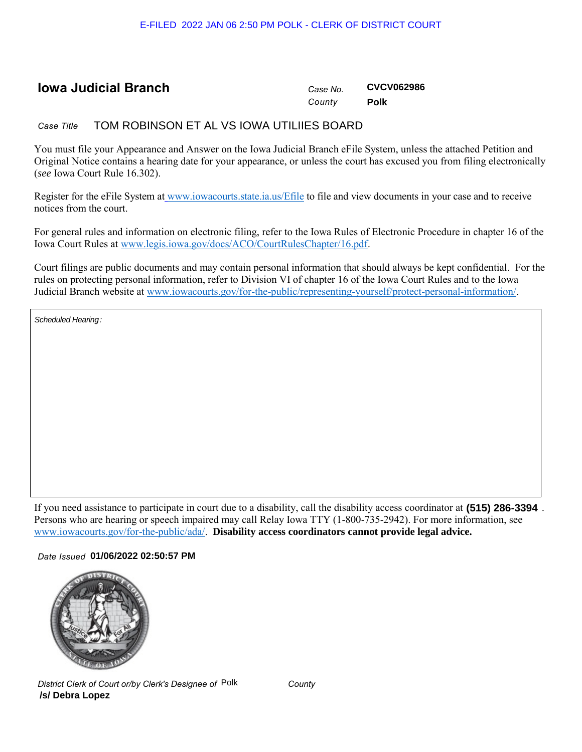E-FILED 2022 JAN 06 2:50 PM POLK - CLERK OF DISTRICT COURT

## Iowa Judicial Branch

*Case No.* **CVCV062986**
*County* **Polk**

*Case Title* TOM ROBINSON ET AL VS IOWA UTILIIES BOARD

You must file your Appearance and Answer on the Iowa Judicial Branch eFile System, unless the attached Petition and Original Notice contains a hearing date for your appearance, or unless the court has excused you from filing electronically (*see* Iowa Court Rule 16.302).

Register for the eFile System at www.iowacourts.state.ia.us/Efile to file and view documents in your case and to receive notices from the court.

For general rules and information on electronic filing, refer to the Iowa Rules of Electronic Procedure in chapter 16 of the Iowa Court Rules at www.legis.iowa.gov/docs/ACO/CourtRulesChapter/16.pdf.

Court filings are public documents and may contain personal information that should always be kept confidential. For the rules on protecting personal information, refer to Division VI of chapter 16 of the Iowa Court Rules and to the Iowa Judicial Branch website at www.iowacourts.gov/for-the-public/representing-yourself/protect-personal-information/.

*Scheduled Hearing:*

If you need assistance to participate in court due to a disability, call the disability access coordinator at **(515) 286-3394** . Persons who are hearing or speech impaired may call Relay Iowa TTY (1-800-735-2942). For more information, see www.iowacourts.gov/for-the-public/ada/. **Disability access coordinators cannot provide legal advice.**

*Date Issued* **01/06/2022 02:50:57 PM**

*District Clerk of Court or/by Clerk's Designee of* Polk *County*
**/s/ Debra Lopez**